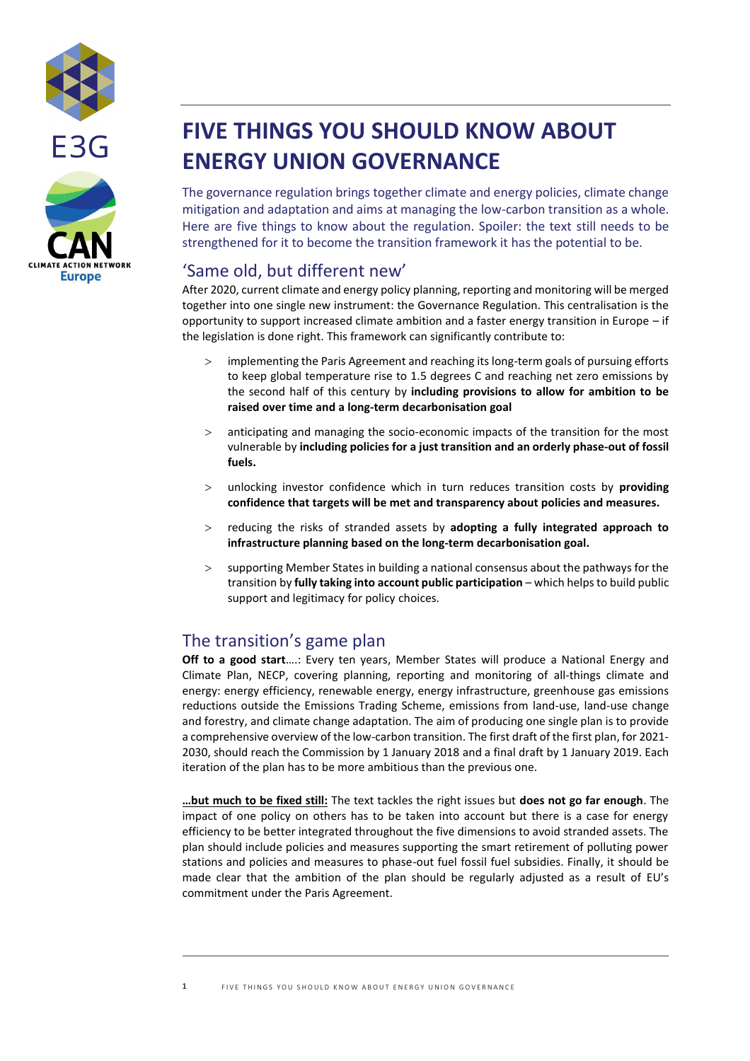# FIVE THINGS YOU SHOULD KNOW ABOUT ENERGY UNION GOVERNANCE

The governance regulation brings together climate and energy policies, climate change mitigation and adaptation and aims at managing the low-carbon transition as a whole. Here are five things to know about the regulation. Spoiler: the text still needs to be strengthened for it to become the transition framework it has the potential to be.

## 'Same old, but different new'

After 2020, current climate and energy policy planning, reporting and monitoring will be merged together into one single new instrument: the Governance Regulation. This centralisation is the opportunity to support increased climate ambition and a faster energy transition in Europe – if the legislation is done right. This framework can significantly contribute to:

- implementing the Paris Agreement and reaching its long-term goals of pursuing efforts to keep global temperature rise to 1.5 degrees C and reaching net zero emissions by the second half of this century by **including provisions to allow for ambition to be raised over time and a long-term decarbonisation goal**
- anticipating and managing the socio-economic impacts of the transition for the most vulnerable by **including policies for a just transition and an orderly phase-out of fossil fuels.**
- unlocking investor confidence which in turn reduces transition costs by **providing confidence that targets will be met and transparency about policies and measures.**
- reducing the risks of stranded assets by **adopting a fully integrated approach to infrastructure planning based on the long-term decarbonisation goal.**
- supporting Member States in building a national consensus about the pathways for the transition by **fully taking into account public participation** – which helps to build public support and legitimacy for policy choices.

## The transition's game plan

**Off to a good start**….: Every ten years, Member States will produce a National Energy and Climate Plan, NECP, covering planning, reporting and monitoring of all-things climate and energy: energy efficiency, renewable energy, energy infrastructure, greenhouse gas emissions reductions outside the Emissions Trading Scheme, emissions from land-use, land-use change and forestry, and climate change adaptation. The aim of producing one single plan is to provide a comprehensive overview of the low-carbon transition. The first draft of the first plan, for 2021-2030, should reach the Commission by 1 January 2018 and a final draft by 1 January 2019. Each iteration of the plan has to be more ambitious than the previous one.

**…but much to be fixed still:** The text tackles the right issues but **does not go far enough**. The impact of one policy on others has to be taken into account but there is a case for energy efficiency to be better integrated throughout the five dimensions to avoid stranded assets. The plan should include policies and measures supporting the smart retirement of polluting power stations and policies and measures to phase-out fuel fossil fuel subsidies. Finally, it should be made clear that the ambition of the plan should be regularly adjusted as a result of EU's commitment under the Paris Agreement.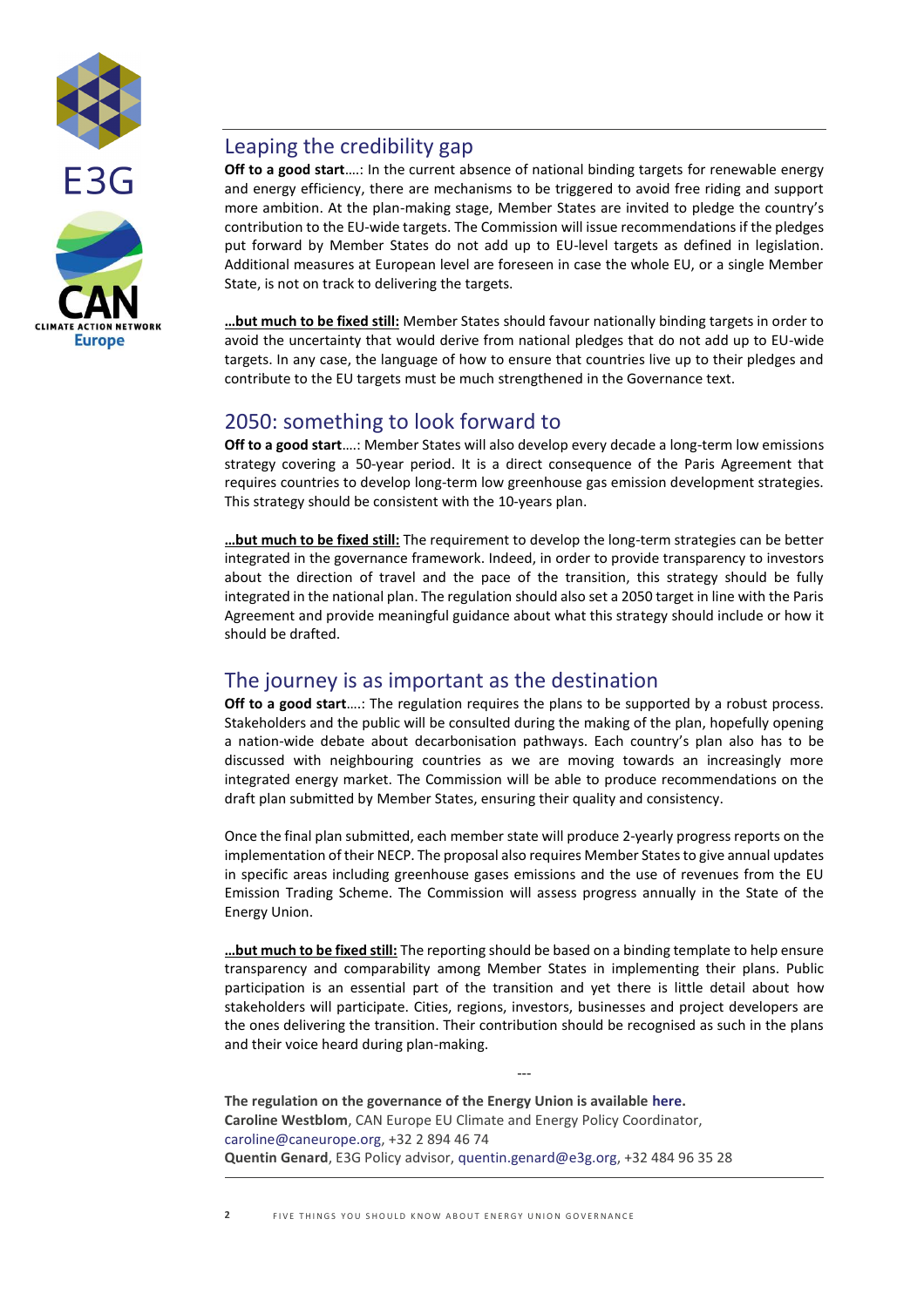## Leaping the credibility gap

**Off to a good start**….: In the current absence of national binding targets for renewable energy and energy efficiency, there are mechanisms to be triggered to avoid free riding and support more ambition. At the plan-making stage, Member States are invited to pledge the country's contribution to the EU-wide targets. The Commission will issue recommendations if the pledges put forward by Member States do not add up to EU-level targets as defined in legislation. Additional measures at European level are foreseen in case the whole EU, or a single Member State, is not on track to delivering the targets.

**…but much to be fixed still:** Member States should favour nationally binding targets in order to avoid the uncertainty that would derive from national pledges that do not add up to EU-wide targets. In any case, the language of how to ensure that countries live up to their pledges and contribute to the EU targets must be much strengthened in the Governance text.

## 2050: something to look forward to

**Off to a good start**….: Member States will also develop every decade a long-term low emissions strategy covering a 50-year period. It is a direct consequence of the Paris Agreement that requires countries to develop long-term low greenhouse gas emission development strategies. This strategy should be consistent with the 10-years plan.

**…but much to be fixed still:** The requirement to develop the long-term strategies can be better integrated in the governance framework. Indeed, in order to provide transparency to investors about the direction of travel and the pace of the transition, this strategy should be fully integrated in the national plan. The regulation should also set a 2050 target in line with the Paris Agreement and provide meaningful guidance about what this strategy should include or how it should be drafted.

## The journey is as important as the destination

**Off to a good start**….: The regulation requires the plans to be supported by a robust process. Stakeholders and the public will be consulted during the making of the plan, hopefully opening a nation-wide debate about decarbonisation pathways. Each country's plan also has to be discussed with neighbouring countries as we are moving towards an increasingly more integrated energy market. The Commission will be able to produce recommendations on the draft plan submitted by Member States, ensuring their quality and consistency.

Once the final plan submitted, each member state will produce 2-yearly progress reports on the implementation of their NECP. The proposal also requires Member States to give annual updates in specific areas including greenhouse gases emissions and the use of revenues from the EU Emission Trading Scheme. The Commission will assess progress annually in the State of the Energy Union.

**…but much to be fixed still:** The reporting should be based on a binding template to help ensure transparency and comparability among Member States in implementing their plans. Public participation is an essential part of the transition and yet there is little detail about how stakeholders will participate. Cities, regions, investors, businesses and project developers are the ones delivering the transition. Their contribution should be recognised as such in the plans and their voice heard during plan-making.

---

**The regulation on the governance of the Energy Union is available here.**
**Caroline Westblom**, CAN Europe EU Climate and Energy Policy Coordinator, caroline@caneurope.org, +32 2 894 46 74
**Quentin Genard**, E3G Policy advisor, quentin.genard@e3g.org, +32 484 96 35 28